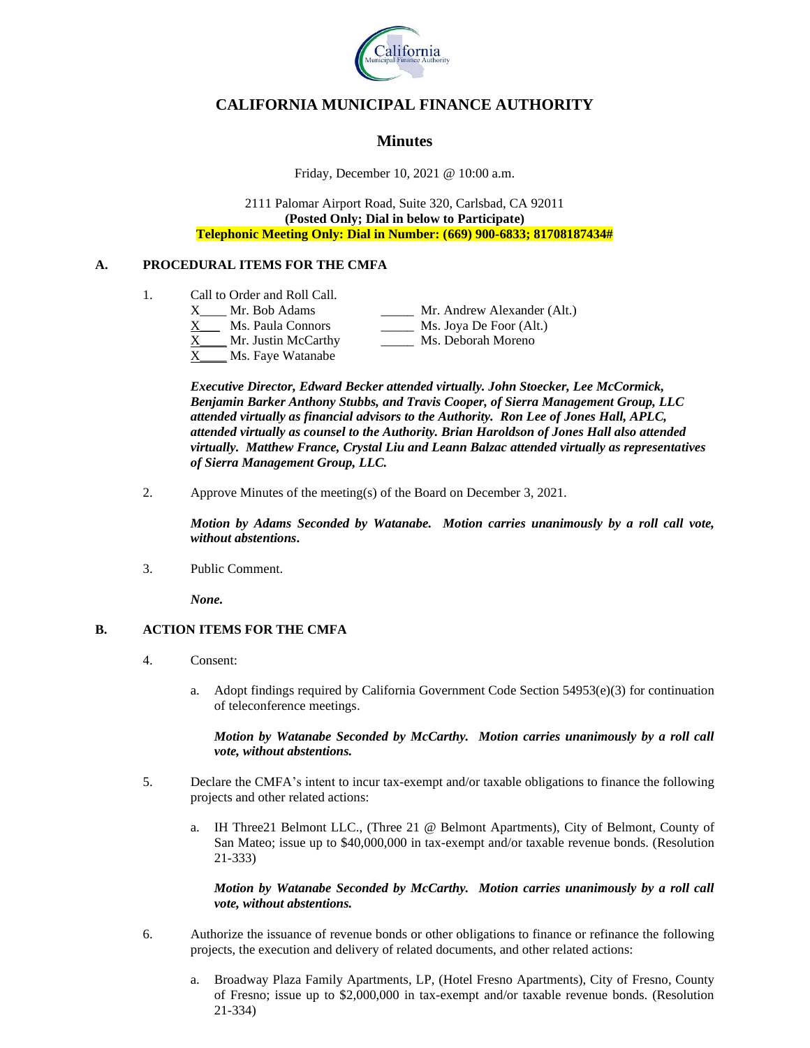# CALIFORNIA MUNICIPAL FINANCE AUTHORITY

## Minutes

Friday, December 10, 2021 @ 10:00 a.m.

2111 Palomar Airport Road, Suite 320, Carlsbad, CA 92011
**(Posted Only; Dial in below to Participate)**
**Telephonic Meeting Only: Dial in Number: (669) 900-6833; 81708187434#**

### A. PROCEDURAL ITEMS FOR THE CMFA

1. Call to Order and Roll Call.

   X____ Mr. Bob Adams
   X____ Ms. Paula Connors
   X____ Mr. Justin McCarthy
   X____ Ms. Faye Watanabe
   _____ Mr. Andrew Alexander (Alt.)
   _____ Ms. Joya De Foor (Alt.)
   _____ Ms. Deborah Moreno

   ***Executive Director, Edward Becker attended virtually. John Stoecker, Lee McCormick, Benjamin Barker Anthony Stubbs, and Travis Cooper, of Sierra Management Group, LLC attended virtually as financial advisors to the Authority. Ron Lee of Jones Hall, APLC, attended virtually as counsel to the Authority. Brian Haroldson of Jones Hall also attended virtually. Matthew France, Crystal Liu and Leann Balzac attended virtually as representatives of Sierra Management Group, LLC.***

2. Approve Minutes of the meeting(s) of the Board on December 3, 2021.

   ***Motion by Adams Seconded by Watanabe. Motion carries unanimously by a roll call vote, without abstentions.***

3. Public Comment.

   ***None.***

### B. ACTION ITEMS FOR THE CMFA

4. Consent:

   a. Adopt findings required by California Government Code Section 54953(e)(3) for continuation of teleconference meetings.

   ***Motion by Watanabe Seconded by McCarthy. Motion carries unanimously by a roll call vote, without abstentions.***

5. Declare the CMFA's intent to incur tax-exempt and/or taxable obligations to finance the following projects and other related actions:

   a. IH Three21 Belmont LLC., (Three 21 @ Belmont Apartments), City of Belmont, County of San Mateo; issue up to $40,000,000 in tax-exempt and/or taxable revenue bonds. (Resolution 21-333)

   ***Motion by Watanabe Seconded by McCarthy. Motion carries unanimously by a roll call vote, without abstentions.***

6. Authorize the issuance of revenue bonds or other obligations to finance or refinance the following projects, the execution and delivery of related documents, and other related actions:

   a. Broadway Plaza Family Apartments, LP, (Hotel Fresno Apartments), City of Fresno, County of Fresno; issue up to $2,000,000 in tax-exempt and/or taxable revenue bonds. (Resolution 21-334)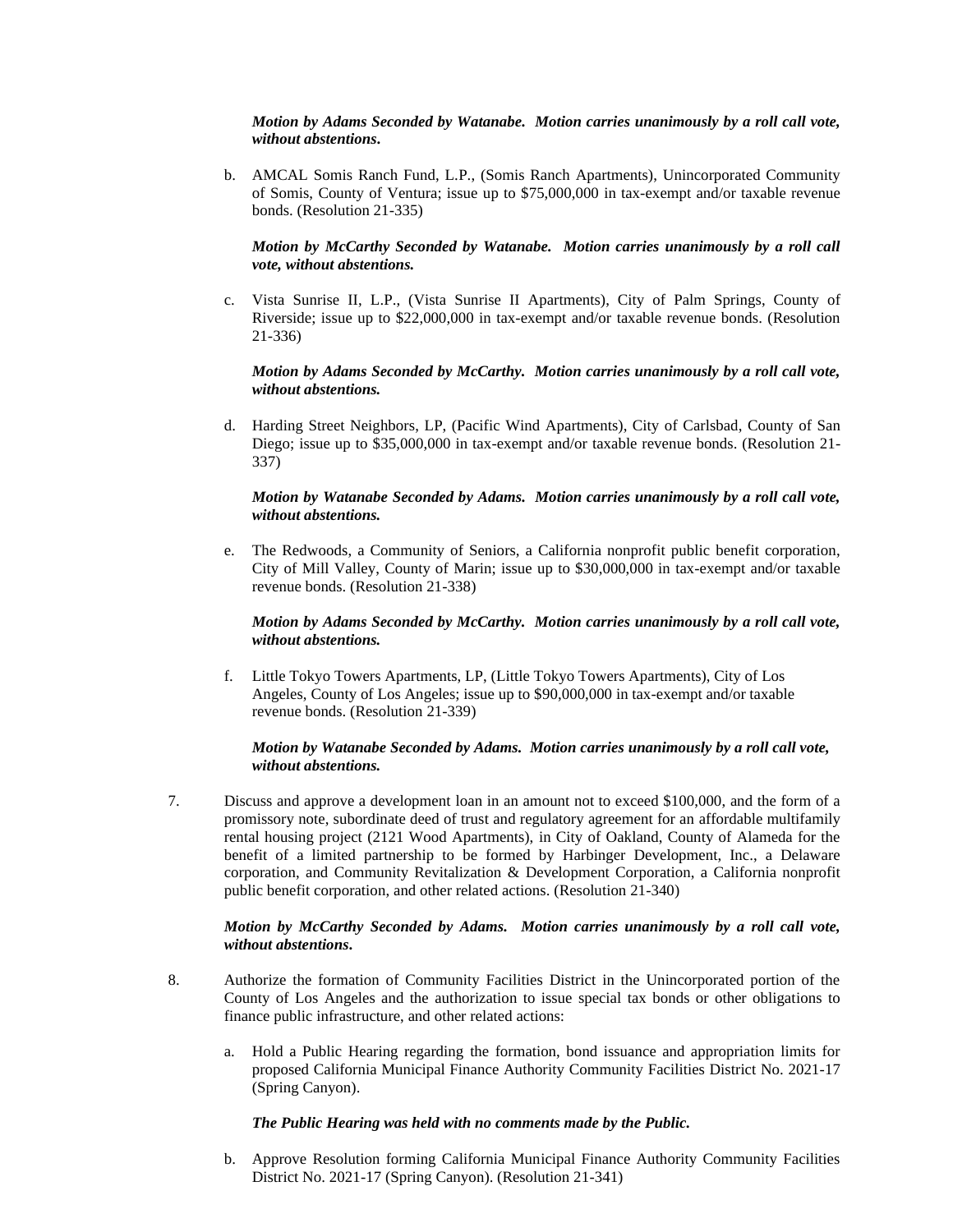***Motion by Adams Seconded by Watanabe. Motion carries unanimously by a roll call vote, without abstentions.***

b. AMCAL Somis Ranch Fund, L.P., (Somis Ranch Apartments), Unincorporated Community of Somis, County of Ventura; issue up to $75,000,000 in tax-exempt and/or taxable revenue bonds. (Resolution 21-335)

***Motion by McCarthy Seconded by Watanabe. Motion carries unanimously by a roll call vote, without abstentions.***

c. Vista Sunrise II, L.P., (Vista Sunrise II Apartments), City of Palm Springs, County of Riverside; issue up to $22,000,000 in tax-exempt and/or taxable revenue bonds. (Resolution 21-336)

***Motion by Adams Seconded by McCarthy. Motion carries unanimously by a roll call vote, without abstentions.***

d. Harding Street Neighbors, LP, (Pacific Wind Apartments), City of Carlsbad, County of San Diego; issue up to $35,000,000 in tax-exempt and/or taxable revenue bonds. (Resolution 21-337)

***Motion by Watanabe Seconded by Adams. Motion carries unanimously by a roll call vote, without abstentions.***

e. The Redwoods, a Community of Seniors, a California nonprofit public benefit corporation, City of Mill Valley, County of Marin; issue up to $30,000,000 in tax-exempt and/or taxable revenue bonds. (Resolution 21-338)

***Motion by Adams Seconded by McCarthy. Motion carries unanimously by a roll call vote, without abstentions.***

f. Little Tokyo Towers Apartments, LP, (Little Tokyo Towers Apartments), City of Los Angeles, County of Los Angeles; issue up to $90,000,000 in tax-exempt and/or taxable revenue bonds. (Resolution 21-339)

***Motion by Watanabe Seconded by Adams. Motion carries unanimously by a roll call vote, without abstentions.***

7. Discuss and approve a development loan in an amount not to exceed $100,000, and the form of a promissory note, subordinate deed of trust and regulatory agreement for an affordable multifamily rental housing project (2121 Wood Apartments), in City of Oakland, County of Alameda for the benefit of a limited partnership to be formed by Harbinger Development, Inc., a Delaware corporation, and Community Revitalization & Development Corporation, a California nonprofit public benefit corporation, and other related actions. (Resolution 21-340)

***Motion by McCarthy Seconded by Adams. Motion carries unanimously by a roll call vote, without abstentions.***

8. Authorize the formation of Community Facilities District in the Unincorporated portion of the County of Los Angeles and the authorization to issue special tax bonds or other obligations to finance public infrastructure, and other related actions:

a. Hold a Public Hearing regarding the formation, bond issuance and appropriation limits for proposed California Municipal Finance Authority Community Facilities District No. 2021-17 (Spring Canyon).

***The Public Hearing was held with no comments made by the Public.***

b. Approve Resolution forming California Municipal Finance Authority Community Facilities District No. 2021-17 (Spring Canyon). (Resolution 21-341)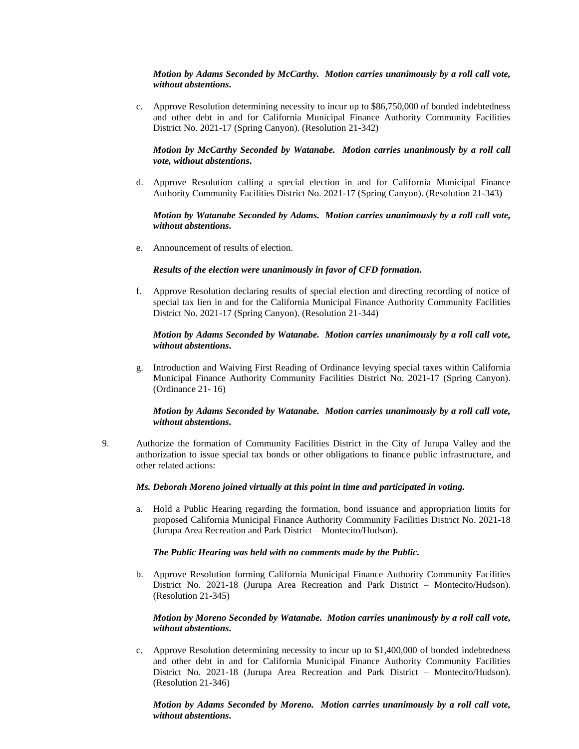***Motion by Adams Seconded by McCarthy. Motion carries unanimously by a roll call vote, without abstentions.***

c. Approve Resolution determining necessity to incur up to $86,750,000 of bonded indebtedness and other debt in and for California Municipal Finance Authority Community Facilities District No. 2021-17 (Spring Canyon). (Resolution 21-342)

***Motion by McCarthy Seconded by Watanabe. Motion carries unanimously by a roll call vote, without abstentions.***

d. Approve Resolution calling a special election in and for California Municipal Finance Authority Community Facilities District No. 2021-17 (Spring Canyon). (Resolution 21-343)

***Motion by Watanabe Seconded by Adams. Motion carries unanimously by a roll call vote, without abstentions.***

e. Announcement of results of election.

***Results of the election were unanimously in favor of CFD formation.***

f. Approve Resolution declaring results of special election and directing recording of notice of special tax lien in and for the California Municipal Finance Authority Community Facilities District No. 2021-17 (Spring Canyon). (Resolution 21-344)

***Motion by Adams Seconded by Watanabe. Motion carries unanimously by a roll call vote, without abstentions.***

g. Introduction and Waiving First Reading of Ordinance levying special taxes within California Municipal Finance Authority Community Facilities District No. 2021-17 (Spring Canyon). (Ordinance 21- 16)

***Motion by Adams Seconded by Watanabe. Motion carries unanimously by a roll call vote, without abstentions.***

9. Authorize the formation of Community Facilities District in the City of Jurupa Valley and the authorization to issue special tax bonds or other obligations to finance public infrastructure, and other related actions:

***Ms. Deborah Moreno joined virtually at this point in time and participated in voting.***

a. Hold a Public Hearing regarding the formation, bond issuance and appropriation limits for proposed California Municipal Finance Authority Community Facilities District No. 2021-18 (Jurupa Area Recreation and Park District – Montecito/Hudson).

***The Public Hearing was held with no comments made by the Public.***

b. Approve Resolution forming California Municipal Finance Authority Community Facilities District No. 2021-18 (Jurupa Area Recreation and Park District – Montecito/Hudson). (Resolution 21-345)

***Motion by Moreno Seconded by Watanabe. Motion carries unanimously by a roll call vote, without abstentions.***

c. Approve Resolution determining necessity to incur up to $1,400,000 of bonded indebtedness and other debt in and for California Municipal Finance Authority Community Facilities District No. 2021-18 (Jurupa Area Recreation and Park District – Montecito/Hudson). (Resolution 21-346)

***Motion by Adams Seconded by Moreno. Motion carries unanimously by a roll call vote, without abstentions.***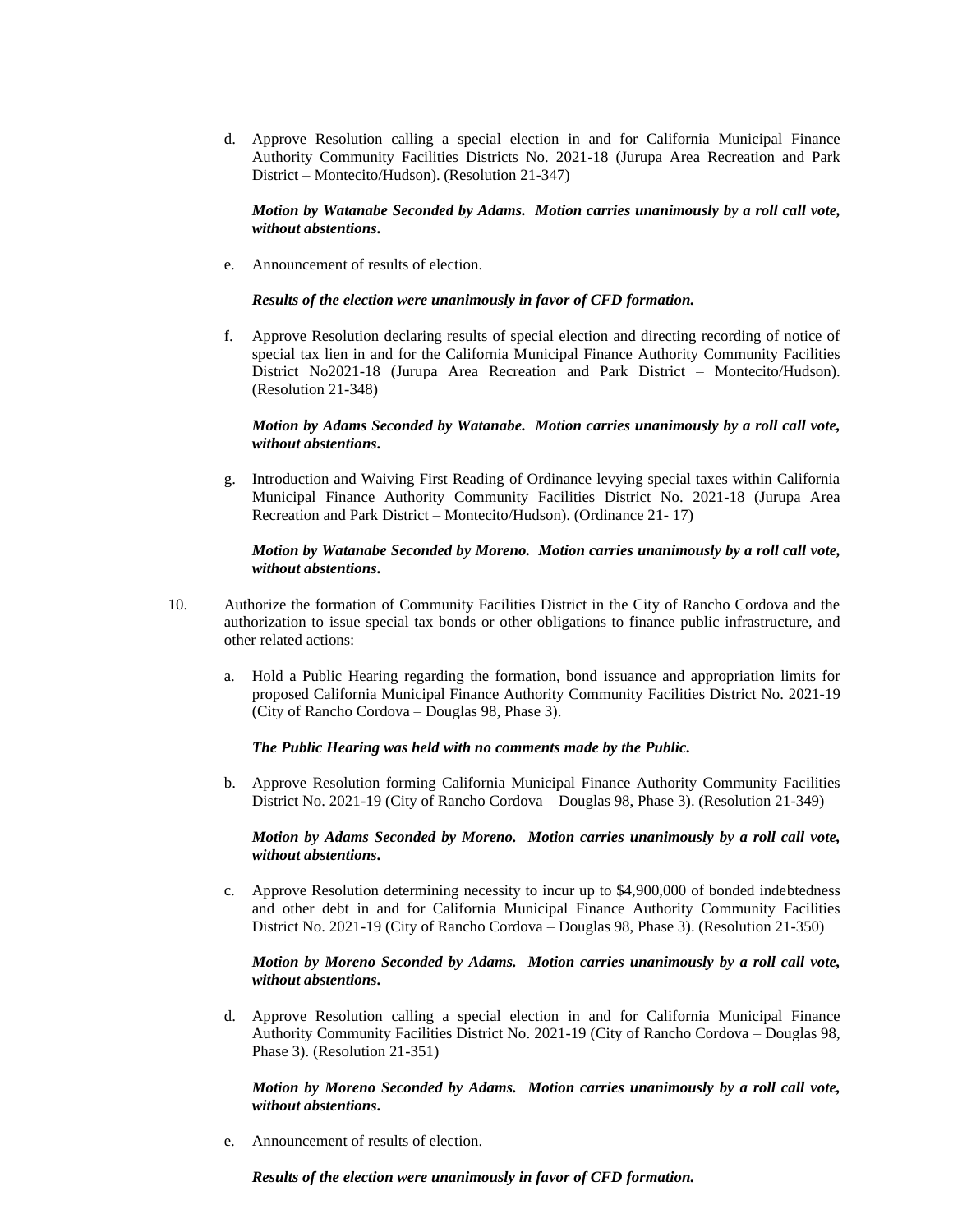d. Approve Resolution calling a special election in and for California Municipal Finance Authority Community Facilities Districts No. 2021-18 (Jurupa Area Recreation and Park District – Montecito/Hudson). (Resolution 21-347)

   ***Motion by Watanabe Seconded by Adams. Motion carries unanimously by a roll call vote, without abstentions.***

e. Announcement of results of election.

   ***Results of the election were unanimously in favor of CFD formation.***

f. Approve Resolution declaring results of special election and directing recording of notice of special tax lien in and for the California Municipal Finance Authority Community Facilities District No2021-18 (Jurupa Area Recreation and Park District – Montecito/Hudson). (Resolution 21-348)

   ***Motion by Adams Seconded by Watanabe. Motion carries unanimously by a roll call vote, without abstentions.***

g. Introduction and Waiving First Reading of Ordinance levying special taxes within California Municipal Finance Authority Community Facilities District No. 2021-18 (Jurupa Area Recreation and Park District – Montecito/Hudson). (Ordinance 21- 17)

   ***Motion by Watanabe Seconded by Moreno. Motion carries unanimously by a roll call vote, without abstentions.***

10. Authorize the formation of Community Facilities District in the City of Rancho Cordova and the authorization to issue special tax bonds or other obligations to finance public infrastructure, and other related actions:

   a. Hold a Public Hearing regarding the formation, bond issuance and appropriation limits for proposed California Municipal Finance Authority Community Facilities District No. 2021-19 (City of Rancho Cordova – Douglas 98, Phase 3).

      ***The Public Hearing was held with no comments made by the Public.***

   b. Approve Resolution forming California Municipal Finance Authority Community Facilities District No. 2021-19 (City of Rancho Cordova – Douglas 98, Phase 3). (Resolution 21-349)

      ***Motion by Adams Seconded by Moreno. Motion carries unanimously by a roll call vote, without abstentions.***

   c. Approve Resolution determining necessity to incur up to $4,900,000 of bonded indebtedness and other debt in and for California Municipal Finance Authority Community Facilities District No. 2021-19 (City of Rancho Cordova – Douglas 98, Phase 3). (Resolution 21-350)

      ***Motion by Moreno Seconded by Adams. Motion carries unanimously by a roll call vote, without abstentions.***

   d. Approve Resolution calling a special election in and for California Municipal Finance Authority Community Facilities District No. 2021-19 (City of Rancho Cordova – Douglas 98, Phase 3). (Resolution 21-351)

      ***Motion by Moreno Seconded by Adams. Motion carries unanimously by a roll call vote, without abstentions.***

   e. Announcement of results of election.

      ***Results of the election were unanimously in favor of CFD formation.***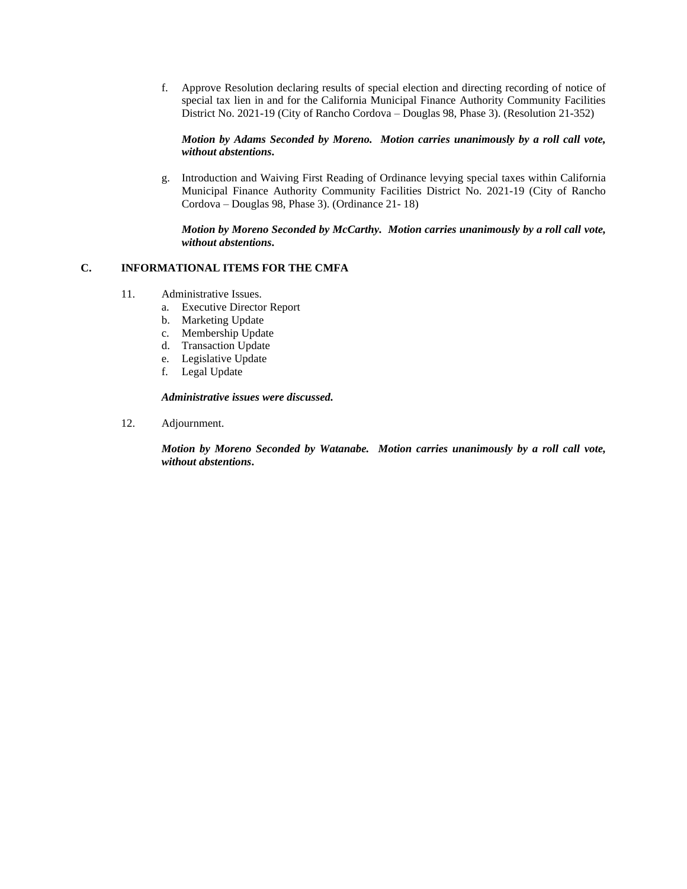f. Approve Resolution declaring results of special election and directing recording of notice of special tax lien in and for the California Municipal Finance Authority Community Facilities District No. 2021-19 (City of Rancho Cordova – Douglas 98, Phase 3). (Resolution 21-352)

   ***Motion by Adams Seconded by Moreno. Motion carries unanimously by a roll call vote, without abstentions.***

g. Introduction and Waiving First Reading of Ordinance levying special taxes within California Municipal Finance Authority Community Facilities District No. 2021-19 (City of Rancho Cordova – Douglas 98, Phase 3). (Ordinance 21- 18)

   ***Motion by Moreno Seconded by McCarthy. Motion carries unanimously by a roll call vote, without abstentions.***

## C. INFORMATIONAL ITEMS FOR THE CMFA

11. Administrative Issues.
    a. Executive Director Report
    b. Marketing Update
    c. Membership Update
    d. Transaction Update
    e. Legislative Update
    f. Legal Update

    ***Administrative issues were discussed.***

12. Adjournment.

    ***Motion by Moreno Seconded by Watanabe. Motion carries unanimously by a roll call vote, without abstentions.***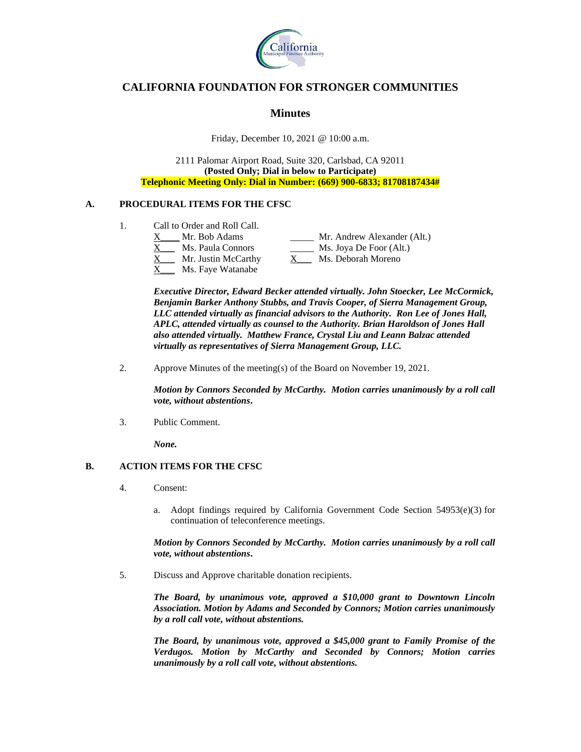# CALIFORNIA FOUNDATION FOR STRONGER COMMUNITIES

## Minutes

Friday, December 10, 2021 @ 10:00 a.m.

2111 Palomar Airport Road, Suite 320, Carlsbad, CA 92011
**(Posted Only; Dial in below to Participate)**
**Telephonic Meeting Only: Dial in Number: (669) 900-6833; 81708187434#**

### A. PROCEDURAL ITEMS FOR THE CFSC

1. Call to Order and Roll Call.

   X Mr. Bob Adams
   X Ms. Paula Connors
   X Mr. Justin McCarthy
   X Ms. Faye Watanabe
   _____ Mr. Andrew Alexander (Alt.)
   _____ Ms. Joya De Foor (Alt.)
   X Ms. Deborah Moreno

   ***Executive Director, Edward Becker attended virtually. John Stoecker, Lee McCormick, Benjamin Barker Anthony Stubbs, and Travis Cooper, of Sierra Management Group, LLC attended virtually as financial advisors to the Authority. Ron Lee of Jones Hall, APLC, attended virtually as counsel to the Authority. Brian Haroldson of Jones Hall also attended virtually. Matthew France, Crystal Liu and Leann Balzac attended virtually as representatives of Sierra Management Group, LLC.***

2. Approve Minutes of the meeting(s) of the Board on November 19, 2021.

   ***Motion by Connors Seconded by McCarthy. Motion carries unanimously by a roll call vote, without abstentions.***

3. Public Comment.

   ***None.***

### B. ACTION ITEMS FOR THE CFSC

4. Consent:

   a. Adopt findings required by California Government Code Section 54953(e)(3) for continuation of teleconference meetings.

   ***Motion by Connors Seconded by McCarthy. Motion carries unanimously by a roll call vote, without abstentions.***

5. Discuss and Approve charitable donation recipients.

   ***The Board, by unanimous vote, approved a $10,000 grant to Downtown Lincoln Association. Motion by Adams and Seconded by Connors; Motion carries unanimously by a roll call vote, without abstentions.***

   ***The Board, by unanimous vote, approved a $45,000 grant to Family Promise of the Verdugos. Motion by McCarthy and Seconded by Connors; Motion carries unanimously by a roll call vote, without abstentions.***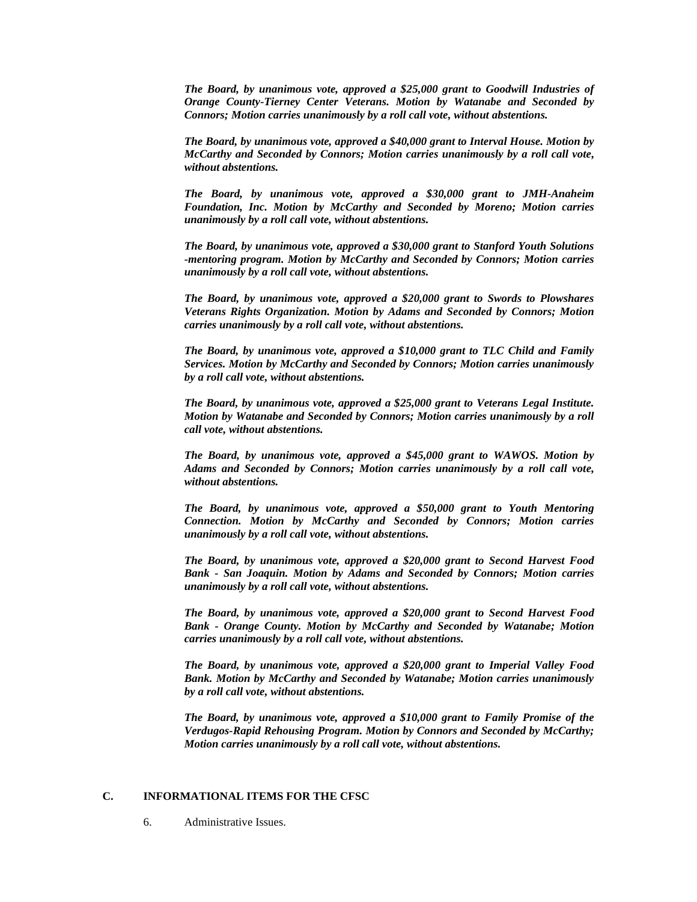***The Board, by unanimous vote, approved a $25,000 grant to Goodwill Industries of Orange County-Tierney Center Veterans. Motion by Watanabe and Seconded by Connors; Motion carries unanimously by a roll call vote, without abstentions.***

***The Board, by unanimous vote, approved a $40,000 grant to Interval House. Motion by McCarthy and Seconded by Connors; Motion carries unanimously by a roll call vote, without abstentions.***

***The Board, by unanimous vote, approved a $30,000 grant to JMH-Anaheim Foundation, Inc. Motion by McCarthy and Seconded by Moreno; Motion carries unanimously by a roll call vote, without abstentions.***

***The Board, by unanimous vote, approved a $30,000 grant to Stanford Youth Solutions -mentoring program. Motion by McCarthy and Seconded by Connors; Motion carries unanimously by a roll call vote, without abstentions.***

***The Board, by unanimous vote, approved a $20,000 grant to Swords to Plowshares Veterans Rights Organization. Motion by Adams and Seconded by Connors; Motion carries unanimously by a roll call vote, without abstentions.***

***The Board, by unanimous vote, approved a $10,000 grant to TLC Child and Family Services. Motion by McCarthy and Seconded by Connors; Motion carries unanimously by a roll call vote, without abstentions.***

***The Board, by unanimous vote, approved a $25,000 grant to Veterans Legal Institute. Motion by Watanabe and Seconded by Connors; Motion carries unanimously by a roll call vote, without abstentions.***

***The Board, by unanimous vote, approved a $45,000 grant to WAWOS. Motion by Adams and Seconded by Connors; Motion carries unanimously by a roll call vote, without abstentions.***

***The Board, by unanimous vote, approved a $50,000 grant to Youth Mentoring Connection. Motion by McCarthy and Seconded by Connors; Motion carries unanimously by a roll call vote, without abstentions.***

***The Board, by unanimous vote, approved a $20,000 grant to Second Harvest Food Bank - San Joaquin. Motion by Adams and Seconded by Connors; Motion carries unanimously by a roll call vote, without abstentions.***

***The Board, by unanimous vote, approved a $20,000 grant to Second Harvest Food Bank - Orange County. Motion by McCarthy and Seconded by Watanabe; Motion carries unanimously by a roll call vote, without abstentions.***

***The Board, by unanimous vote, approved a $20,000 grant to Imperial Valley Food Bank. Motion by McCarthy and Seconded by Watanabe; Motion carries unanimously by a roll call vote, without abstentions.***

***The Board, by unanimous vote, approved a $10,000 grant to Family Promise of the Verdugos-Rapid Rehousing Program. Motion by Connors and Seconded by McCarthy; Motion carries unanimously by a roll call vote, without abstentions.***

## C. INFORMATIONAL ITEMS FOR THE CFSC

6. Administrative Issues.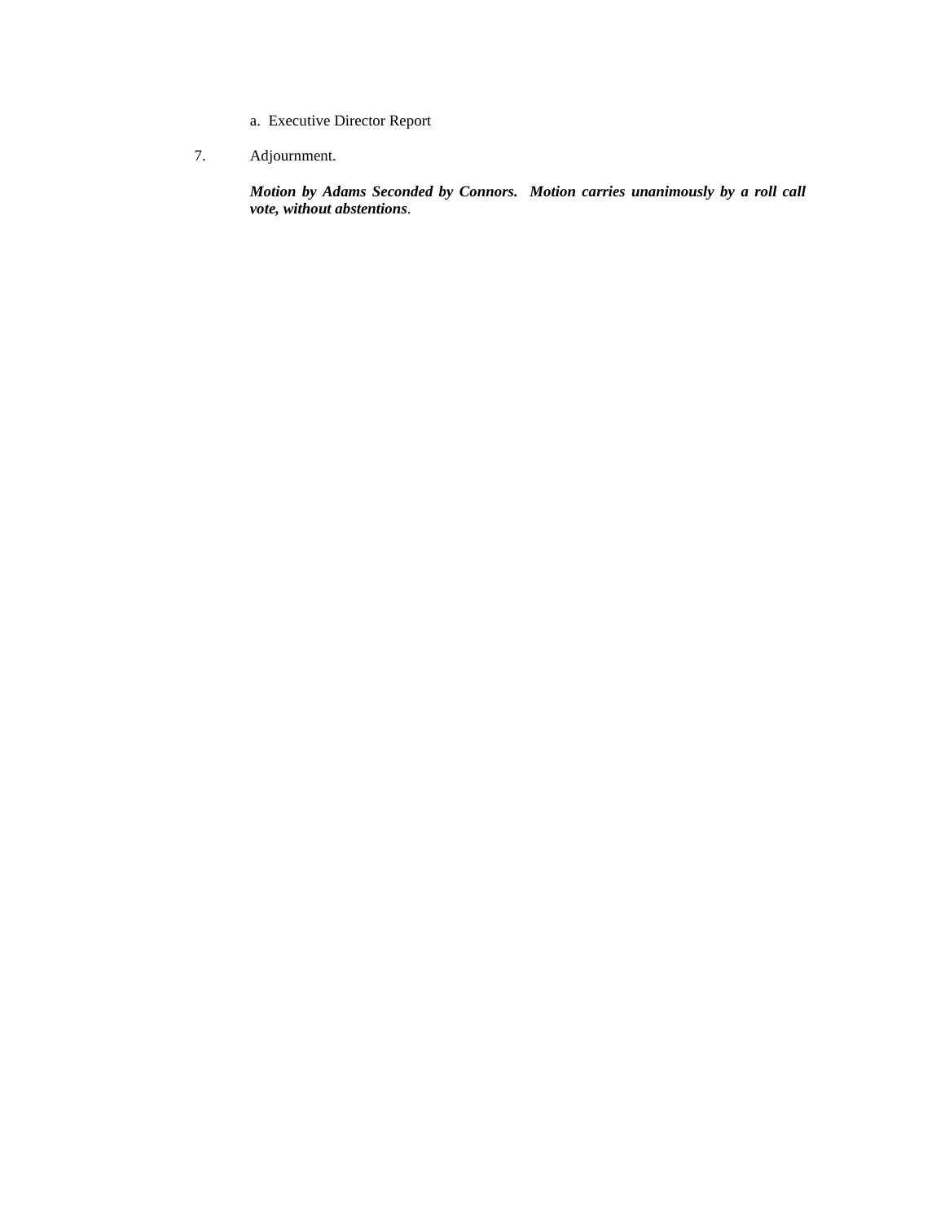a. Executive Director Report

7. Adjournment.

***Motion by Adams Seconded by Connors. Motion carries unanimously by a roll call vote, without abstentions***.